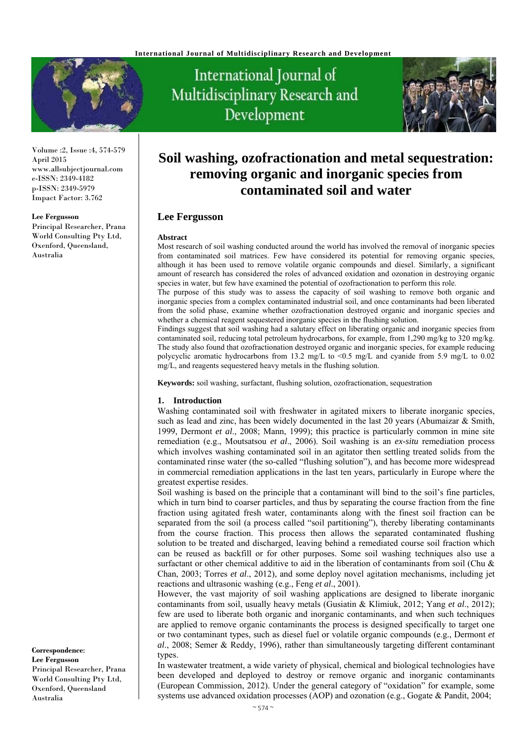# Soil washing, ozofractionation and metal sequestration: removing organic and inorganic species from contaminated soil and water

## Lee Fergusson

Lee Fergusson
Principal Researcher, Prana World Consulting Pty Ltd, Oxenford, Queensland, Australia

**Correspondence:**
**Lee Fergusson**
Principal Researcher, Prana World Consulting Pty Ltd, Oxenford, Queensland Australia

### Abstract

Most research of soil washing conducted around the world has involved the removal of inorganic species from contaminated soil matrices. Few have considered its potential for removing organic species, although it has been used to remove volatile organic compounds and diesel. Similarly, a significant amount of research has considered the roles of advanced oxidation and ozonation in destroying organic species in water, but few have examined the potential of ozofractionation to perform this role.

The purpose of this study was to assess the capacity of soil washing to remove both organic and inorganic species from a complex contaminated industrial soil, and once contaminants had been liberated from the solid phase, examine whether ozofractionation destroyed organic and inorganic species and whether a chemical reagent sequestered inorganic species in the flushing solution.

Findings suggest that soil washing had a salutary effect on liberating organic and inorganic species from contaminated soil, reducing total petroleum hydrocarbons, for example, from 1,290 mg/kg to 320 mg/kg. The study also found that ozofractionation destroyed organic and inorganic species, for example reducing polycyclic aromatic hydrocarbons from 13.2 mg/L to <0.5 mg/L and cyanide from 5.9 mg/L to 0.02 mg/L, and reagents sequestered heavy metals in the flushing solution.

**Keywords:** soil washing, surfactant, flushing solution, ozofractionation, sequestration

### 1. Introduction

Washing contaminated soil with freshwater in agitated mixers to liberate inorganic species, such as lead and zinc, has been widely documented in the last 20 years (Abumaizar & Smith, 1999, Dermont *et al*., 2008; Mann, 1999); this practice is particularly common in mine site remediation (e.g., Moutsatsou *et al*., 2006). Soil washing is an *ex-situ* remediation process which involves washing contaminated soil in an agitator then settling treated solids from the contaminated rinse water (the so-called "flushing solution"), and has become more widespread in commercial remediation applications in the last ten years, particularly in Europe where the greatest expertise resides.

Soil washing is based on the principle that a contaminant will bind to the soil's fine particles, which in turn bind to coarser particles, and thus by separating the course fraction from the fine fraction using agitated fresh water, contaminants along with the finest soil fraction can be separated from the soil (a process called "soil partitioning"), thereby liberating contaminants from the course fraction. This process then allows the separated contaminated flushing solution to be treated and discharged, leaving behind a remediated course soil fraction which can be reused as backfill or for other purposes. Some soil washing techniques also use a surfactant or other chemical additive to aid in the liberation of contaminants from soil (Chu & Chan, 2003; Torres *et al*., 2012), and some deploy novel agitation mechanisms, including jet reactions and ultrasonic washing (e.g., Feng *et al*., 2001).

However, the vast majority of soil washing applications are designed to liberate inorganic contaminants from soil, usually heavy metals (Gusiatin & Klimiuk, 2012; Yang *et al*., 2012); few are used to liberate both organic and inorganic contaminants, and when such techniques are applied to remove organic contaminants the process is designed specifically to target one or two contaminant types, such as diesel fuel or volatile organic compounds (e.g., Dermont *et al*., 2008; Semer & Reddy, 1996), rather than simultaneously targeting different contaminant types.

In wastewater treatment, a wide variety of physical, chemical and biological technologies have been developed and deployed to destroy or remove organic and inorganic contaminants (European Commission, 2012). Under the general category of "oxidation" for example, some systems use advanced oxidation processes (AOP) and ozonation (e.g., Gogate & Pandit, 2004;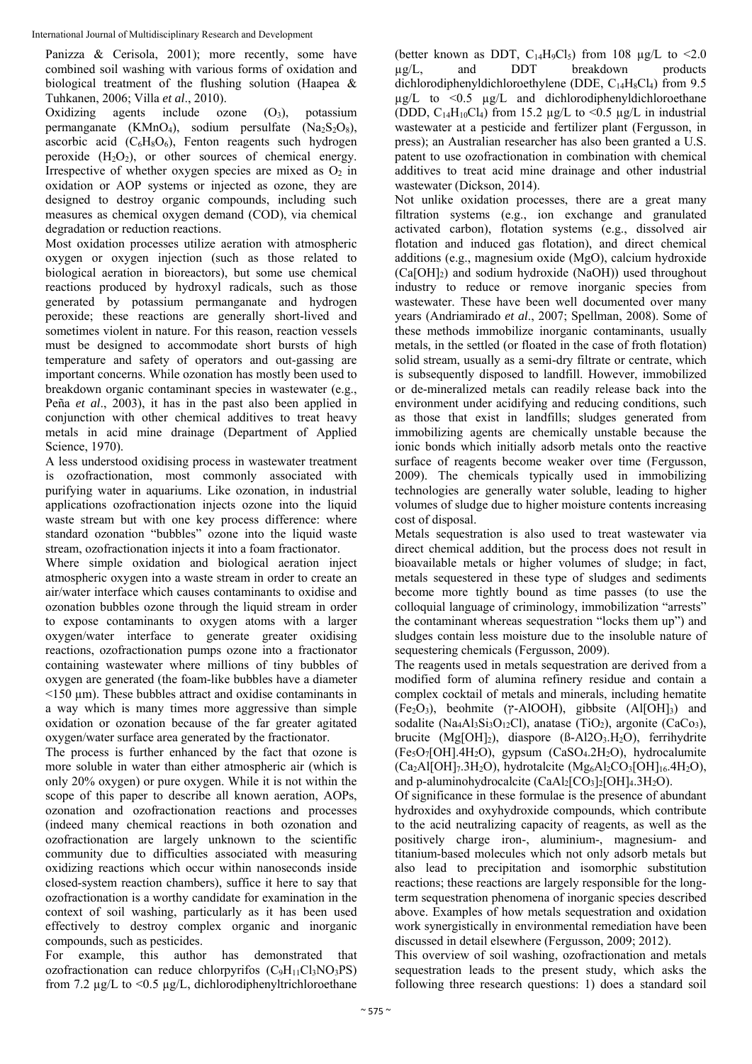Panizza & Cerisola, 2001); more recently, some have combined soil washing with various forms of oxidation and biological treatment of the flushing solution (Haapea & Tuhkanen, 2006; Villa *et al*., 2010).

Oxidizing agents include ozone ($O_3$), potassium permanganate ($KMnO_4$), sodium persulfate ($Na_2S_2O_8$), ascorbic acid ($C_6H_8O_6$), Fenton reagents such hydrogen peroxide ($H_2O_2$), or other sources of chemical energy. Irrespective of whether oxygen species are mixed as $O_2$ in oxidation or AOP systems or injected as ozone, they are designed to destroy organic compounds, including such measures as chemical oxygen demand (COD), via chemical degradation or reduction reactions.

Most oxidation processes utilize aeration with atmospheric oxygen or oxygen injection (such as those related to biological aeration in bioreactors), but some use chemical reactions produced by hydroxyl radicals, such as those generated by potassium permanganate and hydrogen peroxide; these reactions are generally short-lived and sometimes violent in nature. For this reason, reaction vessels must be designed to accommodate short bursts of high temperature and safety of operators and out-gassing are important concerns. While ozonation has mostly been used to breakdown organic contaminant species in wastewater (e.g., Peña *et al*., 2003), it has in the past also been applied in conjunction with other chemical additives to treat heavy metals in acid mine drainage (Department of Applied Science, 1970).

A less understood oxidising process in wastewater treatment is ozofractionation, most commonly associated with purifying water in aquariums. Like ozonation, in industrial applications ozofractionation injects ozone into the liquid waste stream but with one key process difference: where standard ozonation "bubbles" ozone into the liquid waste stream, ozofractionation injects it into a foam fractionator.

Where simple oxidation and biological aeration inject atmospheric oxygen into a waste stream in order to create an air/water interface which causes contaminants to oxidise and ozonation bubbles ozone through the liquid stream in order to expose contaminants to oxygen atoms with a larger oxygen/water interface to generate greater oxidising reactions, ozofractionation pumps ozone into a fractionator containing wastewater where millions of tiny bubbles of oxygen are generated (the foam-like bubbles have a diameter <150 µm). These bubbles attract and oxidise contaminants in a way which is many times more aggressive than simple oxidation or ozonation because of the far greater agitated oxygen/water surface area generated by the fractionator.

The process is further enhanced by the fact that ozone is more soluble in water than either atmospheric air (which is only 20% oxygen) or pure oxygen. While it is not within the scope of this paper to describe all known aeration, AOPs, ozonation and ozofractionation reactions and processes (indeed many chemical reactions in both ozonation and ozofractionation are largely unknown to the scientific community due to difficulties associated with measuring oxidizing reactions which occur within nanoseconds inside closed-system reaction chambers), suffice it here to say that ozofractionation is a worthy candidate for examination in the context of soil washing, particularly as it has been used effectively to destroy complex organic and inorganic compounds, such as pesticides.

For example, this author has demonstrated that ozofractionation can reduce chlorpyrifos ($C_9H_{11}Cl_3NO_3PS$) from 7.2 µg/L to <0.5 µg/L, dichlorodiphenyltrichloroethane (better known as DDT, $C_{14}H_9Cl_5$) from 108 µg/L to <2.0 µg/L, and DDT breakdown products dichlorodiphenyldichloroethylene (DDE, $C_{14}H_8Cl_4$) from 9.5 µg/L to <0.5 µg/L and dichlorodiphenyldichloroethane (DDD, $C_{14}H_{10}Cl_4$) from 15.2 µg/L to <0.5 µg/L in industrial wastewater at a pesticide and fertilizer plant (Fergusson, in press); an Australian researcher has also been granted a U.S. patent to use ozofractionation in combination with chemical additives to treat acid mine drainage and other industrial wastewater (Dickson, 2014).

Not unlike oxidation processes, there are a great many filtration systems (e.g., ion exchange and granulated activated carbon), flotation systems (e.g., dissolved air flotation and induced gas flotation), and direct chemical additions (e.g., magnesium oxide (MgO), calcium hydroxide ($Ca[OH]_2$) and sodium hydroxide (NaOH)) used throughout industry to reduce or remove inorganic species from wastewater. These have been well documented over many years (Andriamirado *et al*., 2007; Spellman, 2008). Some of these methods immobilize inorganic contaminants, usually metals, in the settled (or floated in the case of froth flotation) solid stream, usually as a semi-dry filtrate or centrate, which is subsequently disposed to landfill. However, immobilized or de-mineralized metals can readily release back into the environment under acidifying and reducing conditions, such as those that exist in landfills; sludges generated from immobilizing agents are chemically unstable because the ionic bonds which initially adsorb metals onto the reactive surface of reagents become weaker over time (Fergusson, 2009). The chemicals typically used in immobilizing technologies are generally water soluble, leading to higher volumes of sludge due to higher moisture contents increasing cost of disposal.

Metals sequestration is also used to treat wastewater via direct chemical addition, but the process does not result in bioavailable metals or higher volumes of sludge; in fact, metals sequestered in these type of sludges and sediments become more tightly bound as time passes (to use the colloquial language of criminology, immobilization "arrests" the contaminant whereas sequestration "locks them up") and sludges contain less moisture due to the insoluble nature of sequestering chemicals (Fergusson, 2009).

The reagents used in metals sequestration are derived from a modified form of alumina refinery residue and contain a complex cocktail of metals and minerals, including hematite ($Fe_2O_3$), beohmite ($\gamma$-AlOOH), gibbsite ($Al[OH]_3$) and sodalite ($Na_4Al_3Si_3O_{12}Cl$), anatase ($TiO_2$), argonite ($CaCo_3$), brucite ($Mg[OH]_2$), diaspore ($\beta$-$Al2O_3.H_2O$), ferrihydrite ($Fe_5O_7[OH].4H_2O$), gypsum ($CaSO_4.2H_2O$), hydrocalumite ($Ca_2Al[OH]_7.3H_2O$), hydrotalcite ($Mg_6Al_2CO_3[OH]_{16}.4H_2O$), and p-aluminohydrocalcite ($CaAl_2[CO_3]_2[OH]_4.3H_2O$).

Of significance in these formulae is the presence of abundant hydroxides and oxyhydroxide compounds, which contribute to the acid neutralizing capacity of reagents, as well as the positively charge iron-, aluminium-, magnesium- and titanium-based molecules which not only adsorb metals but also lead to precipitation and isomorphic substitution reactions; these reactions are largely responsible for the long-term sequestration phenomena of inorganic species described above. Examples of how metals sequestration and oxidation work synergistically in environmental remediation have been discussed in detail elsewhere (Fergusson, 2009; 2012).

This overview of soil washing, ozofractionation and metals sequestration leads to the present study, which asks the following three research questions: 1) does a standard soil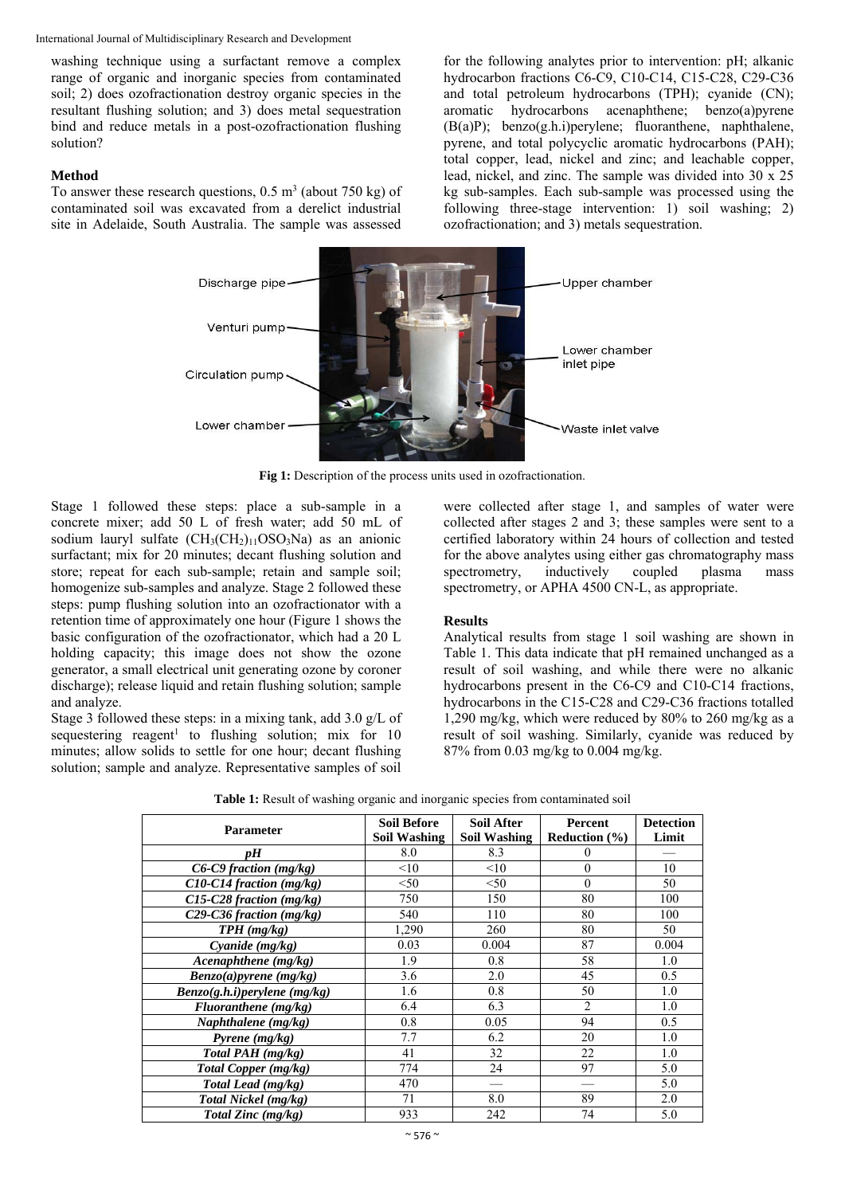washing technique using a surfactant remove a complex range of organic and inorganic species from contaminated soil; 2) does ozofractionation destroy organic species in the resultant flushing solution; and 3) does metal sequestration bind and reduce metals in a post-ozofractionation flushing solution?

### Method

To answer these research questions, 0.5 $m^3$ (about 750 kg) of contaminated soil was excavated from a derelict industrial site in Adelaide, South Australia. The sample was assessed for the following analytes prior to intervention: pH; alkanic hydrocarbon fractions C6-C9, C10-C14, C15-C28, C29-C36 and total petroleum hydrocarbons (TPH); cyanide (CN); aromatic hydrocarbons acenaphthene; benzo(a)pyrene (B(a)P); benzo(g.h.i)perylene; fluoranthene, naphthalene, pyrene, and total polycyclic aromatic hydrocarbons (PAH); total copper, lead, nickel and zinc; and leachable copper, lead, nickel, and zinc. The sample was divided into 30 x 25 kg sub-samples. Each sub-sample was processed using the following three-stage intervention: 1) soil washing; 2) ozofractionation; and 3) metals sequestration.

**Fig 1:** Description of the process units used in ozofractionation.

Stage 1 followed these steps: place a sub-sample in a concrete mixer; add 50 L of fresh water; add 50 mL of sodium lauryl sulfate ($CH_3(CH_2)_{11}OSO_3Na$) as an anionic surfactant; mix for 20 minutes; decant flushing solution and store; repeat for each sub-sample; retain and sample soil; homogenize sub-samples and analyze. Stage 2 followed these steps: pump flushing solution into an ozofractionator with a retention time of approximately one hour (Figure 1 shows the basic configuration of the ozofractionator, which had a 20 L holding capacity; this image does not show the ozone generator, a small electrical unit generating ozone by coroner discharge); release liquid and retain flushing solution; sample and analyze.

Stage 3 followed these steps: in a mixing tank, add 3.0 g/L of sequestering reagent[1] to flushing solution; mix for 10 minutes; allow solids to settle for one hour; decant flushing solution; sample and analyze. Representative samples of soil were collected after stage 1, and samples of water were collected after stages 2 and 3; these samples were sent to a certified laboratory within 24 hours of collection and tested for the above analytes using either gas chromatography mass spectrometry, inductively coupled plasma mass spectrometry, or APHA 4500 CN-L, as appropriate.

### Results

Analytical results from stage 1 soil washing are shown in Table 1. This data indicate that pH remained unchanged as a result of soil washing, and while there were no alkanic hydrocarbons present in the C6-C9 and C10-C14 fractions, hydrocarbons in the C15-C28 and C29-C36 fractions totalled 1,290 mg/kg, which were reduced by 80% to 260 mg/kg as a result of soil washing. Similarly, cyanide was reduced by 87% from 0.03 mg/kg to 0.004 mg/kg.

**Table 1:** Result of washing organic and inorganic species from contaminated soil

| Parameter | Soil Before Soil Washing | Soil After Soil Washing | Percent Reduction (%) | Detection Limit |
|---|---|---|---|---|
| *pH* | 8.0 | 8.3 | 0 | — |
| *C6-C9 fraction (mg/kg)* | <10 | <10 | 0 | 10 |
| *C10-C14 fraction (mg/kg)* | <50 | <50 | 0 | 50 |
| *C15-C28 fraction (mg/kg)* | 750 | 150 | 80 | 100 |
| *C29-C36 fraction (mg/kg)* | 540 | 110 | 80 | 100 |
| *TPH (mg/kg)* | 1,290 | 260 | 80 | 50 |
| *Cyanide (mg/kg)* | 0.03 | 0.004 | 87 | 0.004 |
| *Acenaphthene (mg/kg)* | 1.9 | 0.8 | 58 | 1.0 |
| *Benzo(a)pyrene (mg/kg)* | 3.6 | 2.0 | 45 | 0.5 |
| *Benzo(g.h.i)perylene (mg/kg)* | 1.6 | 0.8 | 50 | 1.0 |
| *Fluoranthene (mg/kg)* | 6.4 | 6.3 | 2 | 1.0 |
| *Naphthalene (mg/kg)* | 0.8 | 0.05 | 94 | 0.5 |
| *Pyrene (mg/kg)* | 7.7 | 6.2 | 20 | 1.0 |
| *Total PAH (mg/kg)* | 41 | 32 | 22 | 1.0 |
| *Total Copper (mg/kg)* | 774 | 24 | 97 | 5.0 |
| *Total Lead (mg/kg)* | 470 | — | — | 5.0 |
| *Total Nickel (mg/kg)* | 71 | 8.0 | 89 | 2.0 |
| *Total Zinc (mg/kg)* | 933 | 242 | 74 | 5.0 |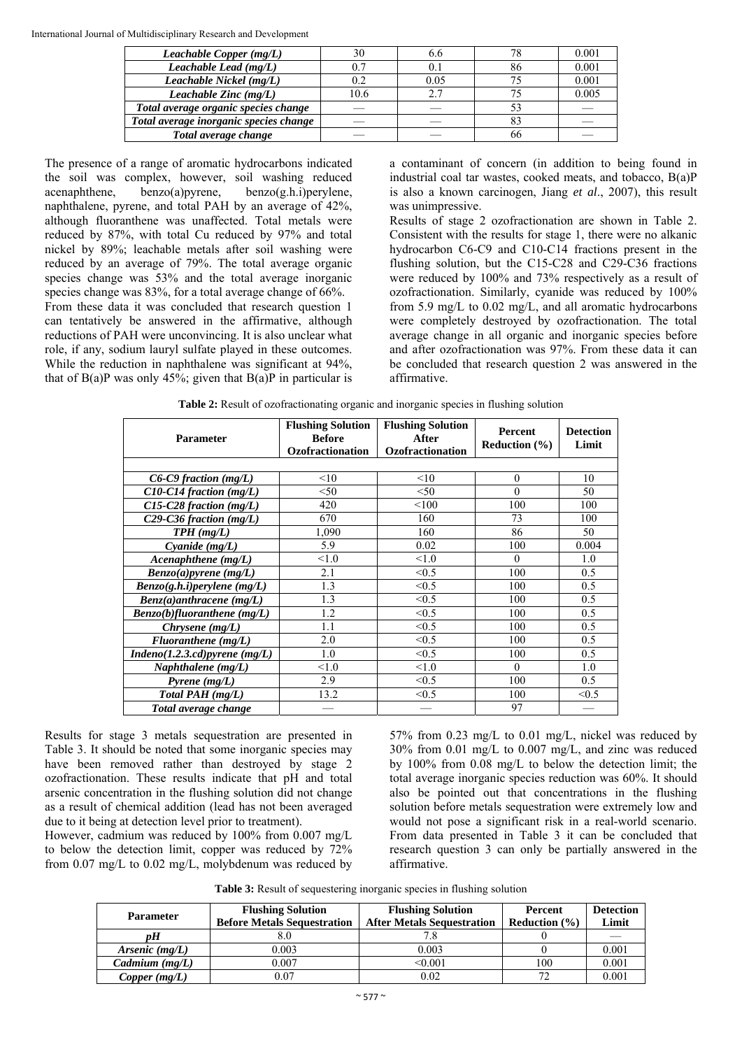| Leachable Copper (mg/L) | 30 | 6.6 | 78 | 0.001 |
|---|---|---|---|---|
| Leachable Lead (mg/L) | 0.7 | 0.1 | 86 | 0.001 |
| Leachable Nickel (mg/L) | 0.2 | 0.05 | 75 | 0.001 |
| Leachable Zinc (mg/L) | 10.6 | 2.7 | 75 | 0.005 |
| Total average organic species change | — | — | 53 | — |
| Total average inorganic species change | — | — | 83 | — |
| Total average change | — | — | 66 | — |

The presence of a range of aromatic hydrocarbons indicated the soil was complex, however, soil washing reduced acenaphthene, benzo(a)pyrene, benzo(g.h.i)perylene, naphthalene, pyrene, and total PAH by an average of 42%, although fluoranthene was unaffected. Total metals were reduced by 87%, with total Cu reduced by 97% and total nickel by 89%; leachable metals after soil washing were reduced by an average of 79%. The total average organic species change was 53% and the total average inorganic species change was 83%, for a total average change of 66%.

From these data it was concluded that research question 1 can tentatively be answered in the affirmative, although reductions of PAH were unconvincing. It is also unclear what role, if any, sodium lauryl sulfate played in these outcomes. While the reduction in naphthalene was significant at 94%, that of B(a)P was only 45%; given that B(a)P in particular is a contaminant of concern (in addition to being found in industrial coal tar wastes, cooked meats, and tobacco, B(a)P is also a known carcinogen, Jiang *et al*., 2007), this result was unimpressive.

Results of stage 2 ozofractionation are shown in Table 2. Consistent with the results for stage 1, there were no alkanic hydrocarbon C6-C9 and C10-C14 fractions present in the flushing solution, but the C15-C28 and C29-C36 fractions were reduced by 100% and 73% respectively as a result of ozofractionation. Similarly, cyanide was reduced by 100% from 5.9 mg/L to 0.02 mg/L, and all aromatic hydrocarbons were completely destroyed by ozofractionation. The total average change in all organic and inorganic species before and after ozofractionation was 97%. From these data it can be concluded that research question 2 was answered in the affirmative.

**Table 2:** Result of ozofractionating organic and inorganic species in flushing solution

| Parameter | Flushing Solution Before Ozofractionation | Flushing Solution After Ozofractionation | Percent Reduction (%) | Detection Limit |
|---|---|---|---|---|
| C6-C9 fraction (mg/L) | <10 | <10 | 0 | 10 |
| C10-C14 fraction (mg/L) | <50 | <50 | 0 | 50 |
| C15-C28 fraction (mg/L) | 420 | <100 | 100 | 100 |
| C29-C36 fraction (mg/L) | 670 | 160 | 73 | 100 |
| TPH (mg/L) | 1,090 | 160 | 86 | 50 |
| Cyanide (mg/L) | 5.9 | 0.02 | 100 | 0.004 |
| Acenaphthene (mg/L) | <1.0 | <1.0 | 0 | 1.0 |
| Benzo(a)pyrene (mg/L) | 2.1 | <0.5 | 100 | 0.5 |
| Benzo(g.h.i)perylene (mg/L) | 1.3 | <0.5 | 100 | 0.5 |
| Benz(a)anthracene (mg/L) | 1.3 | <0.5 | 100 | 0.5 |
| Benzo(b)fluoranthene (mg/L) | 1.2 | <0.5 | 100 | 0.5 |
| Chrysene (mg/L) | 1.1 | <0.5 | 100 | 0.5 |
| Fluoranthene (mg/L) | 2.0 | <0.5 | 100 | 0.5 |
| Indeno(1.2.3.cd)pyrene (mg/L) | 1.0 | <0.5 | 100 | 0.5 |
| Naphthalene (mg/L) | <1.0 | <1.0 | 0 | 1.0 |
| Pyrene (mg/L) | 2.9 | <0.5 | 100 | 0.5 |
| Total PAH (mg/L) | 13.2 | <0.5 | 100 | <0.5 |
| Total average change | — | — | 97 | — |

Results for stage 3 metals sequestration are presented in Table 3. It should be noted that some inorganic species may have been removed rather than destroyed by stage 2 ozofractionation. These results indicate that pH and total arsenic concentration in the flushing solution did not change as a result of chemical addition (lead has not been averaged due to it being at detection level prior to treatment).

However, cadmium was reduced by 100% from 0.007 mg/L to below the detection limit, copper was reduced by 72% from 0.07 mg/L to 0.02 mg/L, molybdenum was reduced by 57% from 0.23 mg/L to 0.01 mg/L, nickel was reduced by 30% from 0.01 mg/L to 0.007 mg/L, and zinc was reduced by 100% from 0.08 mg/L to below the detection limit; the total average inorganic species reduction was 60%. It should also be pointed out that concentrations in the flushing solution before metals sequestration were extremely low and would not pose a significant risk in a real-world scenario. From data presented in Table 3 it can be concluded that research question 3 can only be partially answered in the affirmative.

**Table 3:** Result of sequestering inorganic species in flushing solution

| Parameter | Flushing Solution Before Metals Sequestration | Flushing Solution After Metals Sequestration | Percent Reduction (%) | Detection Limit |
|---|---|---|---|---|
| pH | 8.0 | 7.8 | 0 | — |
| Arsenic (mg/L) | 0.003 | 0.003 | 0 | 0.001 |
| Cadmium (mg/L) | 0.007 | <0.001 | 100 | 0.001 |
| Copper (mg/L) | 0.07 | 0.02 | 72 | 0.001 |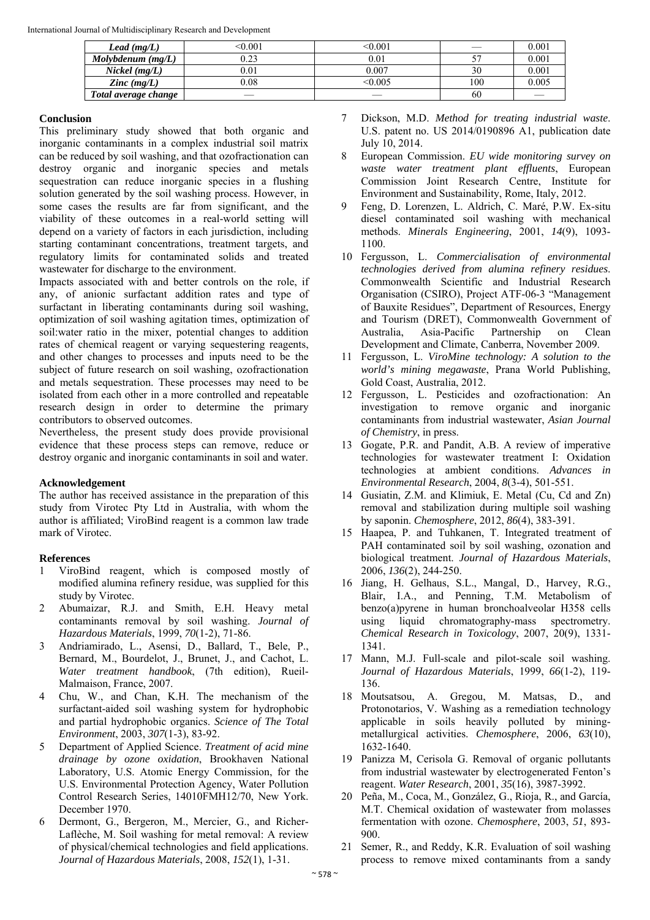| *Lead (mg/L)* | <0.001 | <0.001 | — | 0.001 |
|---|---|---|---|---|
| *Molybdenum (mg/L)* | 0.23 | 0.01 | 57 | 0.001 |
| *Nickel (mg/L)* | 0.01 | 0.007 | 30 | 0.001 |
| *Zinc (mg/L)* | 0.08 | <0.005 | 100 | 0.005 |
| *Total average change* | — | — | 60 | — |

**Conclusion**

This preliminary study showed that both organic and inorganic contaminants in a complex industrial soil matrix can be reduced by soil washing, and that ozofractionation can destroy organic and inorganic species and metals sequestration can reduce inorganic species in a flushing solution generated by the soil washing process. However, in some cases the results are far from significant, and the viability of these outcomes in a real-world setting will depend on a variety of factors in each jurisdiction, including starting contaminant concentrations, treatment targets, and regulatory limits for contaminated solids and treated wastewater for discharge to the environment.

Impacts associated with and better controls on the role, if any, of anionic surfactant addition rates and type of surfactant in liberating contaminants during soil washing, optimization of soil washing agitation times, optimization of soil:water ratio in the mixer, potential changes to addition rates of chemical reagent or varying sequestering reagents, and other changes to processes and inputs need to be the subject of future research on soil washing, ozofractionation and metals sequestration. These processes may need to be isolated from each other in a more controlled and repeatable research design in order to determine the primary contributors to observed outcomes.

Nevertheless, the present study does provide provisional evidence that these process steps can remove, reduce or destroy organic and inorganic contaminants in soil and water.

**Acknowledgement**

The author has received assistance in the preparation of this study from Virotec Pty Ltd in Australia, with whom the author is affiliated; ViroBind reagent is a common law trade mark of Virotec.

**References**

1. ViroBind reagent, which is composed mostly of modified alumina refinery residue, was supplied for this study by Virotec.
2. Abumaizar, R.J. and Smith, E.H. Heavy metal contaminants removal by soil washing. *Journal of Hazardous Materials*, 1999, *70*(1-2), 71-86.
3. Andriamirado, L., Asensi, D., Ballard, T., Bele, P., Bernard, M., Bourdelot, J., Brunet, J., and Cachot, L. *Water treatment handbook*, (7th edition), Rueil-Malmaison, France, 2007.
4. Chu, W., and Chan, K.H. The mechanism of the surfactant-aided soil washing system for hydrophobic and partial hydrophobic organics. *Science of The Total Environment*, 2003, *307*(1-3), 83-92.
5. Department of Applied Science. *Treatment of acid mine drainage by ozone oxidation*, Brookhaven National Laboratory, U.S. Atomic Energy Commission, for the U.S. Environmental Protection Agency, Water Pollution Control Research Series, 14010FMH12/70, New York. December 1970.
6. Dermont, G., Bergeron, M., Mercier, G., and Richer-Laflèche, M. Soil washing for metal removal: A review of physical/chemical technologies and field applications. *Journal of Hazardous Materials*, 2008, *152*(1), 1-31.
7. Dickson, M.D. *Method for treating industrial waste*. U.S. patent no. US 2014/0190896 A1, publication date July 10, 2014.
8. European Commission. *EU wide monitoring survey on waste water treatment plant effluents*, European Commission Joint Research Centre, Institute for Environment and Sustainability, Rome, Italy, 2012.
9. Feng, D. Lorenzen, L. Aldrich, C. Maré, P.W. Ex-situ diesel contaminated soil washing with mechanical methods. *Minerals Engineering*, 2001, *14*(9), 1093-1100.
10. Fergusson, L. *Commercialisation of environmental technologies derived from alumina refinery residues*. Commonwealth Scientific and Industrial Research Organisation (CSIRO), Project ATF-06-3 "Management of Bauxite Residues", Department of Resources, Energy and Tourism (DRET), Commonwealth Government of Australia, Asia-Pacific Partnership on Clean Development and Climate, Canberra, November 2009.
11. Fergusson, L. *ViroMine technology: A solution to the world's mining megawaste*, Prana World Publishing, Gold Coast, Australia, 2012.
12. Fergusson, L. Pesticides and ozofractionation: An investigation to remove organic and inorganic contaminants from industrial wastewater, *Asian Journal of Chemistry*, in press.
13. Gogate, P.R. and Pandit, A.B. A review of imperative technologies for wastewater treatment I: Oxidation technologies at ambient conditions. *Advances in Environmental Research*, 2004, *8*(3-4), 501-551.
14. Gusiatin, Z.M. and Klimiuk, E. Metal (Cu, Cd and Zn) removal and stabilization during multiple soil washing by saponin. *Chemosphere*, 2012, *86*(4), 383-391.
15. Haapea, P. and Tuhkanen, T. Integrated treatment of PAH contaminated soil by soil washing, ozonation and biological treatment. *Journal of Hazardous Materials*, 2006, *136*(2), 244-250.
16. Jiang, H. Gelhaus, S.L., Mangal, D., Harvey, R.G., Blair, I.A., and Penning, T.M. Metabolism of benzo(a)pyrene in human bronchoalveolar H358 cells using liquid chromatography-mass spectrometry. *Chemical Research in Toxicology*, 2007, 20(9), 1331-1341.
17. Mann, M.J. Full-scale and pilot-scale soil washing. *Journal of Hazardous Materials*, 1999, *66*(1-2), 119-136.
18. Moutsatsou, A. Gregou, M. Matsas, D., and Protonotarios, V. Washing as a remediation technology applicable in soils heavily polluted by mining-metallurgical activities. *Chemosphere*, 2006, *63*(10), 1632-1640.
19. Panizza M, Cerisola G. Removal of organic pollutants from industrial wastewater by electrogenerated Fenton's reagent. *Water Research*, 2001, *35*(16), 3987-3992.
20. Peña, M., Coca, M., González, G., Rioja, R., and García, M.T. Chemical oxidation of wastewater from molasses fermentation with ozone. *Chemosphere*, 2003, *51*, 893-900.
21. Semer, R., and Reddy, K.R. Evaluation of soil washing process to remove mixed contaminants from a sandy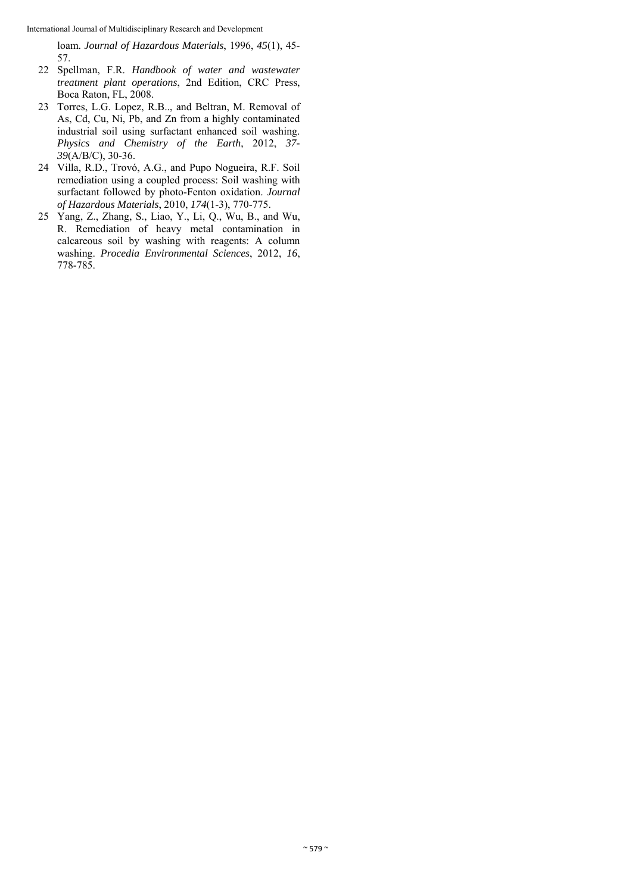loam. *Journal of Hazardous Materials*, 1996, *45*(1), 45-57.

22. Spellman, F.R. *Handbook of water and wastewater treatment plant operations*, 2nd Edition, CRC Press, Boca Raton, FL, 2008.
23. Torres, L.G. Lopez, R.B.., and Beltran, M. Removal of As, Cd, Cu, Ni, Pb, and Zn from a highly contaminated industrial soil using surfactant enhanced soil washing. *Physics and Chemistry of the Earth*, 2012, *37-39*(A/B/C), 30-36.
24. Villa, R.D., Trovó, A.G., and Pupo Nogueira, R.F. Soil remediation using a coupled process: Soil washing with surfactant followed by photo-Fenton oxidation. *Journal of Hazardous Materials*, 2010, *174*(1-3), 770-775.
25. Yang, Z., Zhang, S., Liao, Y., Li, Q., Wu, B., and Wu, R. Remediation of heavy metal contamination in calcareous soil by washing with reagents: A column washing. *Procedia Environmental Sciences*, 2012, *16*, 778-785.